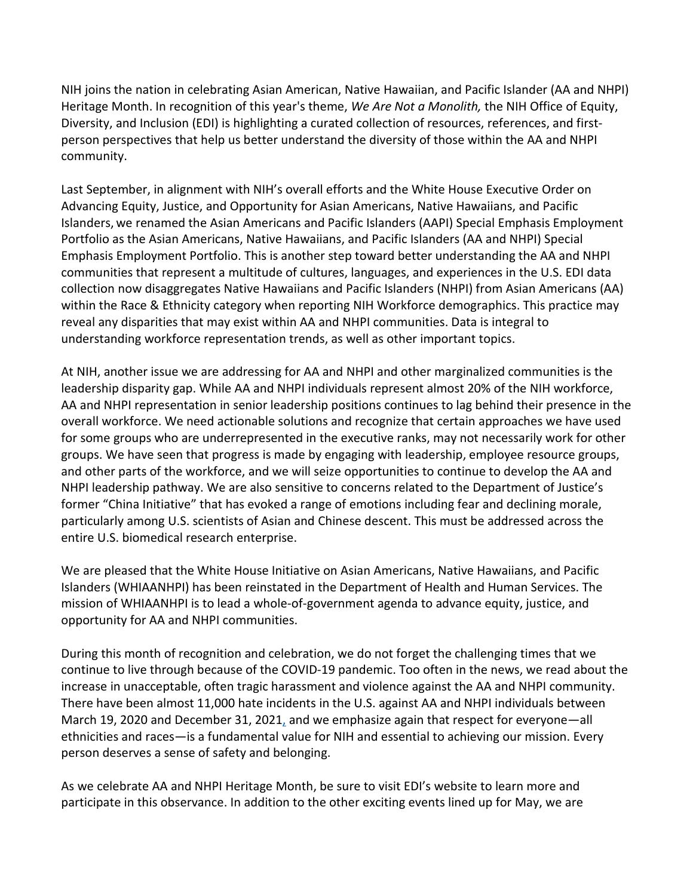NIH joins the nation in celebrating Asian American, Native Hawaiian, and Pacific Islander (AA and NHPI) Heritage Month. In recognition of this year's theme, *We Are Not a Monolith,* the NIH Office of Equity, Diversity, and Inclusion (EDI) is highlighting a curated collection of resources, references, and first-person perspectives that help us better understand the diversity of those within the AA and NHPI community.

Last September, in alignment with NIH's overall efforts and the White House Executive Order on Advancing Equity, Justice, and Opportunity for Asian Americans, Native Hawaiians, and Pacific Islanders, we renamed the Asian Americans and Pacific Islanders (AAPI) Special Emphasis Employment Portfolio as the Asian Americans, Native Hawaiians, and Pacific Islanders (AA and NHPI) Special Emphasis Employment Portfolio. This is another step toward better understanding the AA and NHPI communities that represent a multitude of cultures, languages, and experiences in the U.S. EDI data collection now disaggregates Native Hawaiians and Pacific Islanders (NHPI) from Asian Americans (AA) within the Race & Ethnicity category when reporting NIH Workforce demographics. This practice may reveal any disparities that may exist within AA and NHPI communities. Data is integral to understanding workforce representation trends, as well as other important topics.

At NIH, another issue we are addressing for AA and NHPI and other marginalized communities is the leadership disparity gap. While AA and NHPI individuals represent almost 20% of the NIH workforce, AA and NHPI representation in senior leadership positions continues to lag behind their presence in the overall workforce. We need actionable solutions and recognize that certain approaches we have used for some groups who are underrepresented in the executive ranks, may not necessarily work for other groups. We have seen that progress is made by engaging with leadership, employee resource groups, and other parts of the workforce, and we will seize opportunities to continue to develop the AA and NHPI leadership pathway. We are also sensitive to concerns related to the Department of Justice's former "China Initiative" that has evoked a range of emotions including fear and declining morale, particularly among U.S. scientists of Asian and Chinese descent. This must be addressed across the entire U.S. biomedical research enterprise.

We are pleased that the White House Initiative on Asian Americans, Native Hawaiians, and Pacific Islanders (WHIAANHPI) has been reinstated in the Department of Health and Human Services. The mission of WHIAANHPI is to lead a whole-of-government agenda to advance equity, justice, and opportunity for AA and NHPI communities.

During this month of recognition and celebration, we do not forget the challenging times that we continue to live through because of the COVID-19 pandemic. Too often in the news, we read about the increase in unacceptable, often tragic harassment and violence against the AA and NHPI community. There have been almost 11,000 hate incidents in the U.S. against AA and NHPI individuals between March 19, 2020 and December 31, 2021, and we emphasize again that respect for everyone—all ethnicities and races—is a fundamental value for NIH and essential to achieving our mission. Every person deserves a sense of safety and belonging.

As we celebrate AA and NHPI Heritage Month, be sure to visit EDI's website to learn more and participate in this observance. In addition to the other exciting events lined up for May, we are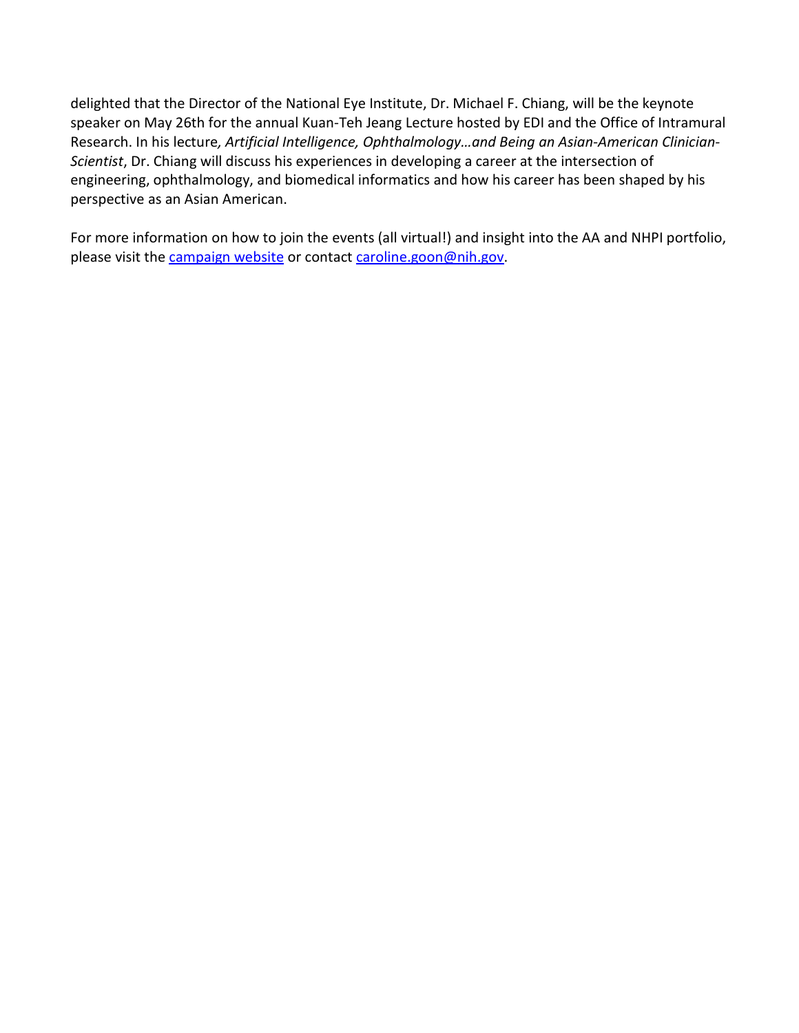delighted that the Director of the National Eye Institute, Dr. Michael F. Chiang, will be the keynote speaker on May 26th for the annual Kuan-Teh Jeang Lecture hosted by EDI and the Office of Intramural Research. In his lecture*, Artificial Intelligence, Ophthalmology…and Being an Asian-American Clinician-Scientist*, Dr. Chiang will discuss his experiences in developing a career at the intersection of engineering, ophthalmology, and biomedical informatics and how his career has been shaped by his perspective as an Asian American.

For more information on how to join the events (all virtual!) and insight into the AA and NHPI portfolio, please visit the campaign website or contact caroline.goon@nih.gov.